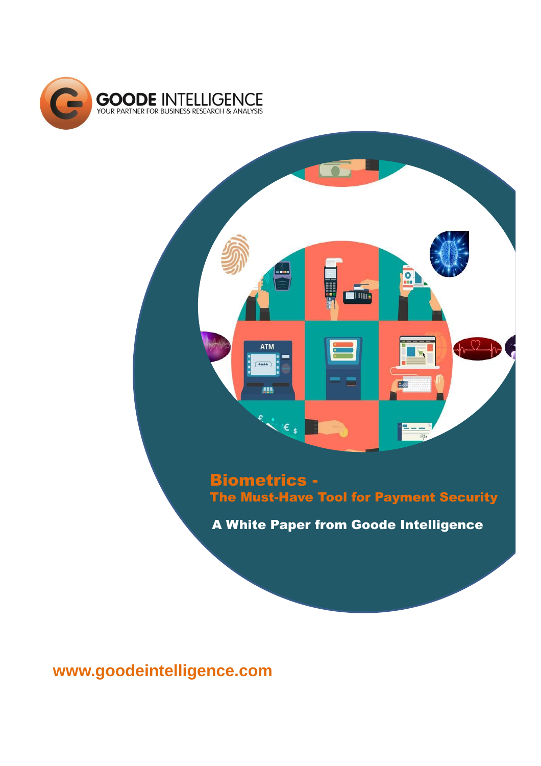GOODE INTELLIGENCE
YOUR PARTNER FOR BUSINESS RESEARCH & ANALYSIS

# Biometrics - The Must-Have Tool for Payment Security

**A White Paper from Goode Intelligence**

www.goodeintelligence.com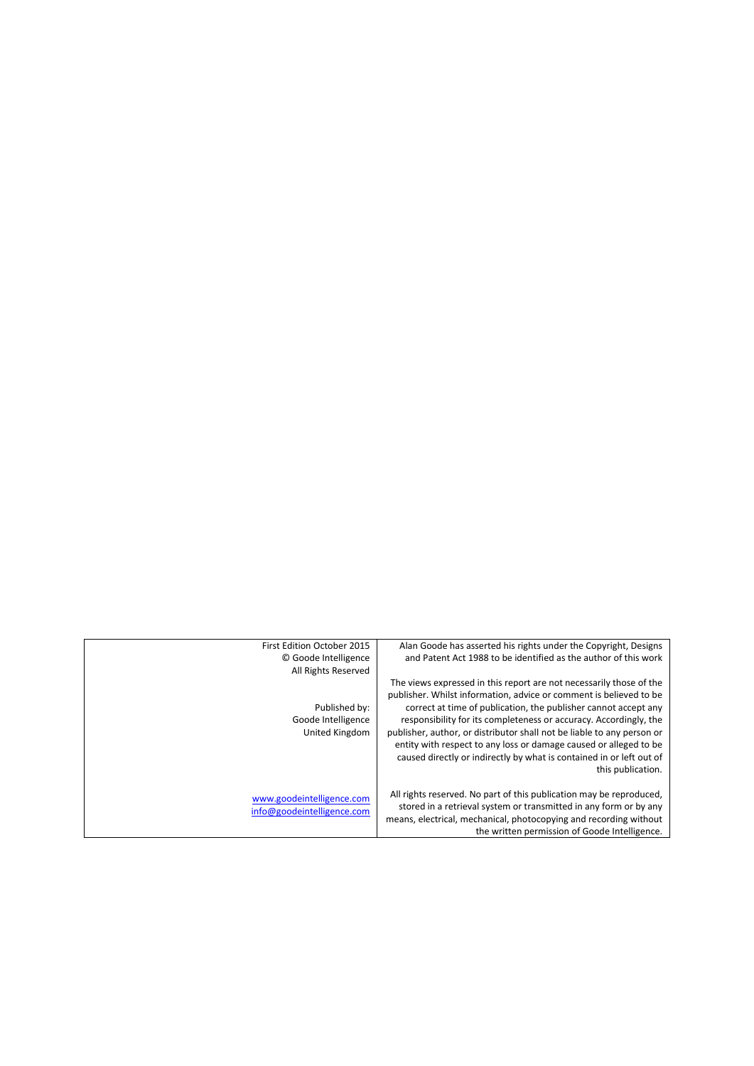| | |
|---|---|
| First Edition October 2015<br>© Goode Intelligence<br>All Rights Reserved<br><br>Published by:<br>Goode Intelligence<br>United Kingdom<br><br>www.goodeintelligence.com<br>info@goodeintelligence.com | Alan Goode has asserted his rights under the Copyright, Designs and Patent Act 1988 to be identified as the author of this work<br><br>The views expressed in this report are not necessarily those of the publisher. Whilst information, advice or comment is believed to be correct at time of publication, the publisher cannot accept any responsibility for its completeness or accuracy. Accordingly, the publisher, author, or distributor shall not be liable to any person or entity with respect to any loss or damage caused or alleged to be caused directly or indirectly by what is contained in or left out of this publication.<br><br>All rights reserved. No part of this publication may be reproduced, stored in a retrieval system or transmitted in any form or by any means, electrical, mechanical, photocopying and recording without the written permission of Goode Intelligence. |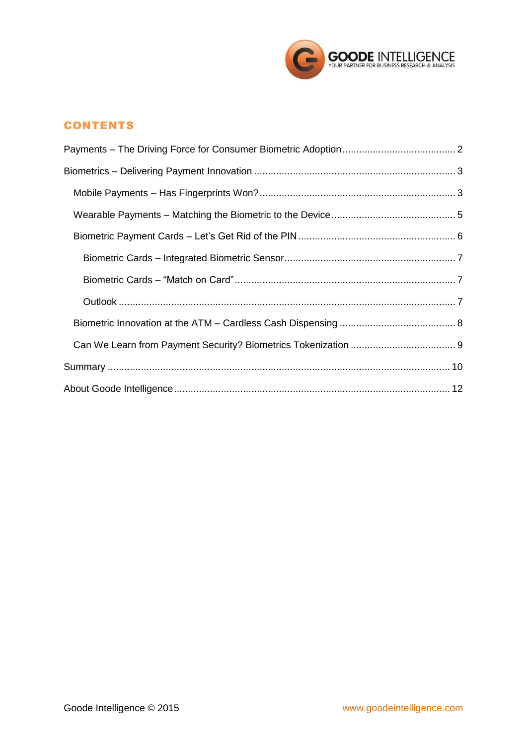## CONTENTS

Payments – The Driving Force for Consumer Biometric Adoption ........................................ 2

Biometrics – Delivering Payment Innovation ........................................................................ 3

- Mobile Payments – Has Fingerprints Won? ...................................................................... 3
- Wearable Payments – Matching the Biometric to the Device ............................................ 5
- Biometric Payment Cards – Let's Get Rid of the PIN ........................................................ 6
  - Biometric Cards – Integrated Biometric Sensor ............................................................. 7
  - Biometric Cards – "Match on Card" ............................................................................... 7
  - Outlook ........................................................................................................................... 7
- Biometric Innovation at the ATM – Cardless Cash Dispensing .......................................... 8
- Can We Learn from Payment Security? Biometrics Tokenization ...................................... 9

Summary ............................................................................................................................ 10

About Goode Intelligence ................................................................................................... 12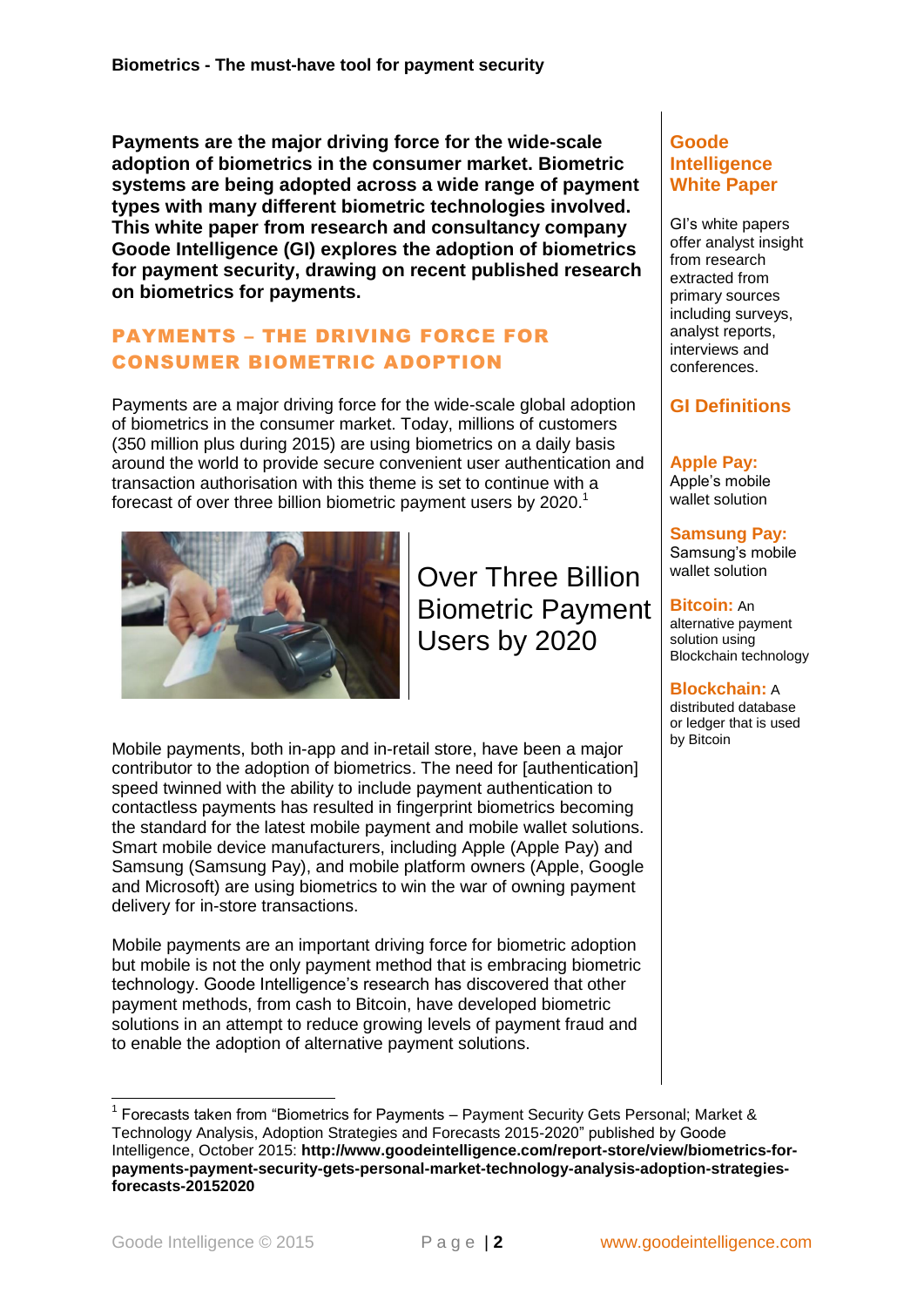**Payments are the major driving force for the wide-scale adoption of biometrics in the consumer market. Biometric systems are being adopted across a wide range of payment types with many different biometric technologies involved. This white paper from research and consultancy company Goode Intelligence (GI) explores the adoption of biometrics for payment security, drawing on recent published research on biometrics for payments.**

## PAYMENTS – THE DRIVING FORCE FOR CONSUMER BIOMETRIC ADOPTION

Payments are a major driving force for the wide-scale global adoption of biometrics in the consumer market. Today, millions of customers (350 million plus during 2015) are using biometrics on a daily basis around the world to provide secure convenient user authentication and transaction authorisation with this theme is set to continue with a forecast of over three billion biometric payment users by 2020.[1]

Over Three Billion Biometric Payment Users by 2020

Mobile payments, both in-app and in-retail store, have been a major contributor to the adoption of biometrics. The need for [authentication] speed twinned with the ability to include payment authentication to contactless payments has resulted in fingerprint biometrics becoming the standard for the latest mobile payment and mobile wallet solutions. Smart mobile device manufacturers, including Apple (Apple Pay) and Samsung (Samsung Pay), and mobile platform owners (Apple, Google and Microsoft) are using biometrics to win the war of owning payment delivery for in-store transactions.

Mobile payments are an important driving force for biometric adoption but mobile is not the only payment method that is embracing biometric technology. Goode Intelligence's research has discovered that other payment methods, from cash to Bitcoin, have developed biometric solutions in an attempt to reduce growing levels of payment fraud and to enable the adoption of alternative payment solutions.

### Goode Intelligence White Paper

GI's white papers offer analyst insight from research extracted from primary sources including surveys, analyst reports, interviews and conferences.

### GI Definitions

**Apple Pay:** Apple's mobile wallet solution

**Samsung Pay:** Samsung's mobile wallet solution

**Bitcoin:** An alternative payment solution using Blockchain technology

**Blockchain:** A distributed database or ledger that is used by Bitcoin

---

[1] Forecasts taken from "Biometrics for Payments – Payment Security Gets Personal; Market & Technology Analysis, Adoption Strategies and Forecasts 2015-2020" published by Goode Intelligence, October 2015: **http://www.goodeintelligence.com/report-store/view/biometrics-for-payments-payment-security-gets-personal-market-technology-analysis-adoption-strategies-forecasts-20152020**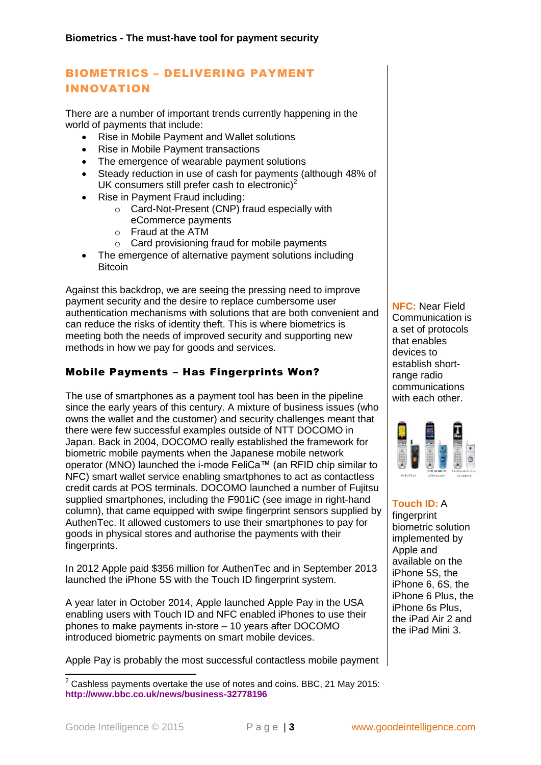## BIOMETRICS – DELIVERING PAYMENT INNOVATION

There are a number of important trends currently happening in the world of payments that include:

- Rise in Mobile Payment and Wallet solutions
- Rise in Mobile Payment transactions
- The emergence of wearable payment solutions
- Steady reduction in use of cash for payments (although 48% of UK consumers still prefer cash to electronic)[2]
- Rise in Payment Fraud including:
  - Card-Not-Present (CNP) fraud especially with eCommerce payments
  - Fraud at the ATM
  - Card provisioning fraud for mobile payments
- The emergence of alternative payment solutions including Bitcoin

Against this backdrop, we are seeing the pressing need to improve payment security and the desire to replace cumbersome user authentication mechanisms with solutions that are both convenient and can reduce the risks of identity theft. This is where biometrics is meeting both the needs of improved security and supporting new methods in how we pay for goods and services.

### Mobile Payments – Has Fingerprints Won?

The use of smartphones as a payment tool has been in the pipeline since the early years of this century. A mixture of business issues (who owns the wallet and the customer) and security challenges meant that there were few successful examples outside of NTT DOCOMO in Japan. Back in 2004, DOCOMO really established the framework for biometric mobile payments when the Japanese mobile network operator (MNO) launched the i-mode FeliCa™ (an RFID chip similar to NFC) smart wallet service enabling smartphones to act as contactless credit cards at POS terminals. DOCOMO launched a number of Fujitsu supplied smartphones, including the F901iC (see image in right-hand column), that came equipped with swipe fingerprint sensors supplied by AuthenTec. It allowed customers to use their smartphones to pay for goods in physical stores and authorise the payments with their fingerprints.

In 2012 Apple paid $356 million for AuthenTec and in September 2013 launched the iPhone 5S with the Touch ID fingerprint system.

A year later in October 2014, Apple launched Apple Pay in the USA enabling users with Touch ID and NFC enabled iPhones to use their phones to make payments in-store – 10 years after DOCOMO introduced biometric payments on smart mobile devices.

Apple Pay is probably the most successful contactless mobile payment

**NFC:** Near Field Communication is a set of protocols that enables devices to establish short-range radio communications with each other.

**Touch ID:** A fingerprint biometric solution implemented by Apple and available on the iPhone 5S, the iPhone 6, 6S, the iPhone 6 Plus, the iPhone 6s Plus, the iPad Air 2 and the iPad Mini 3.

---

[2] Cashless payments overtake the use of notes and coins. BBC, 21 May 2015: **http://www.bbc.co.uk/news/business-32778196**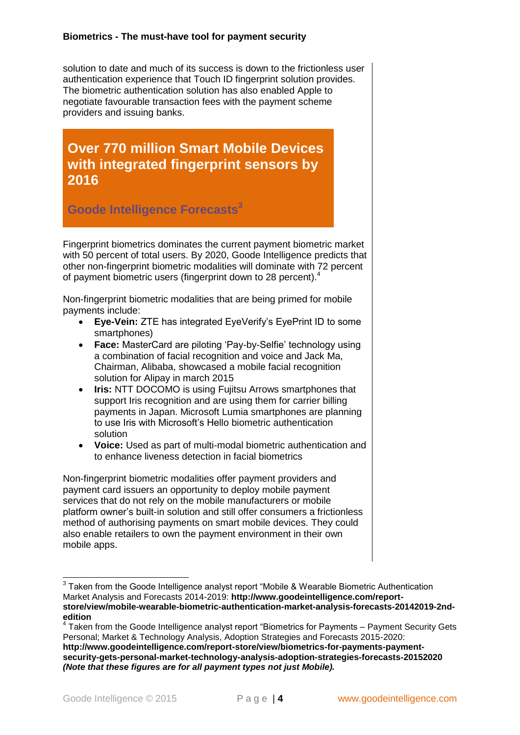solution to date and much of its success is down to the frictionless user authentication experience that Touch ID fingerprint solution provides. The biometric authentication solution has also enabled Apple to negotiate favourable transaction fees with the payment scheme providers and issuing banks.

> **Over 770 million Smart Mobile Devices with integrated fingerprint sensors by 2016**
>
> **Goode Intelligence Forecasts[3]**

Fingerprint biometrics dominates the current payment biometric market with 50 percent of total users. By 2020, Goode Intelligence predicts that other non-fingerprint biometric modalities will dominate with 72 percent of payment biometric users (fingerprint down to 28 percent).[4]

Non-fingerprint biometric modalities that are being primed for mobile payments include:

- **Eye-Vein:** ZTE has integrated EyeVerify's EyePrint ID to some smartphones)
- **Face:** MasterCard are piloting 'Pay-by-Selfie' technology using a combination of facial recognition and voice and Jack Ma, Chairman, Alibaba, showcased a mobile facial recognition solution for Alipay in march 2015
- **Iris:** NTT DOCOMO is using Fujitsu Arrows smartphones that support Iris recognition and are using them for carrier billing payments in Japan. Microsoft Lumia smartphones are planning to use Iris with Microsoft's Hello biometric authentication solution
- **Voice:** Used as part of multi-modal biometric authentication and to enhance liveness detection in facial biometrics

Non-fingerprint biometric modalities offer payment providers and payment card issuers an opportunity to deploy mobile payment services that do not rely on the mobile manufacturers or mobile platform owner's built-in solution and still offer consumers a frictionless method of authorising payments on smart mobile devices. They could also enable retailers to own the payment environment in their own mobile apps.

---

[3] Taken from the Goode Intelligence analyst report "Mobile & Wearable Biometric Authentication Market Analysis and Forecasts 2014-2019: **http://www.goodeintelligence.com/report-store/view/mobile-wearable-biometric-authentication-market-analysis-forecasts-20142019-2nd-edition**

[4] Taken from the Goode Intelligence analyst report "Biometrics for Payments – Payment Security Gets Personal; Market & Technology Analysis, Adoption Strategies and Forecasts 2015-2020: **http://www.goodeintelligence.com/report-store/view/biometrics-for-payments-payment-security-gets-personal-market-technology-analysis-adoption-strategies-forecasts-20152020** ***(Note that these figures are for all payment types not just Mobile).***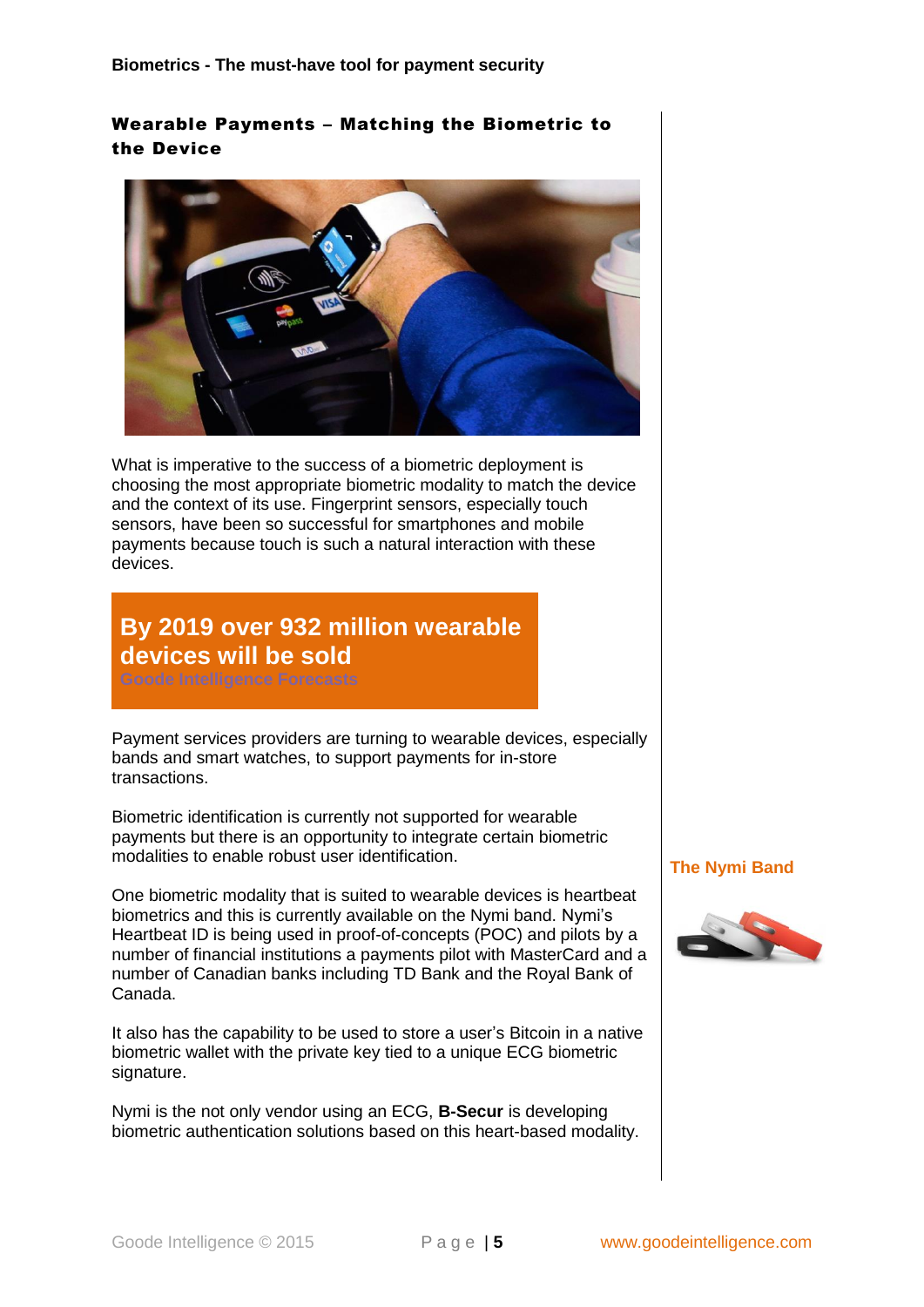## Wearable Payments – Matching the Biometric to the Device

What is imperative to the success of a biometric deployment is choosing the most appropriate biometric modality to match the device and the context of its use. Fingerprint sensors, especially touch sensors, have been so successful for smartphones and mobile payments because touch is such a natural interaction with these devices.

**By 2019 over 932 million wearable devices will be sold**
Goode Intelligence Forecasts

Payment services providers are turning to wearable devices, especially bands and smart watches, to support payments for in-store transactions.

Biometric identification is currently not supported for wearable payments but there is an opportunity to integrate certain biometric modalities to enable robust user identification.

One biometric modality that is suited to wearable devices is heartbeat biometrics and this is currently available on the Nymi band. Nymi's Heartbeat ID is being used in proof-of-concepts (POC) and pilots by a number of financial institutions a payments pilot with MasterCard and a number of Canadian banks including TD Bank and the Royal Bank of Canada.

It also has the capability to be used to store a user's Bitcoin in a native biometric wallet with the private key tied to a unique ECG biometric signature.

Nymi is the not only vendor using an ECG, **B-Secur** is developing biometric authentication solutions based on this heart-based modality.

The Nymi Band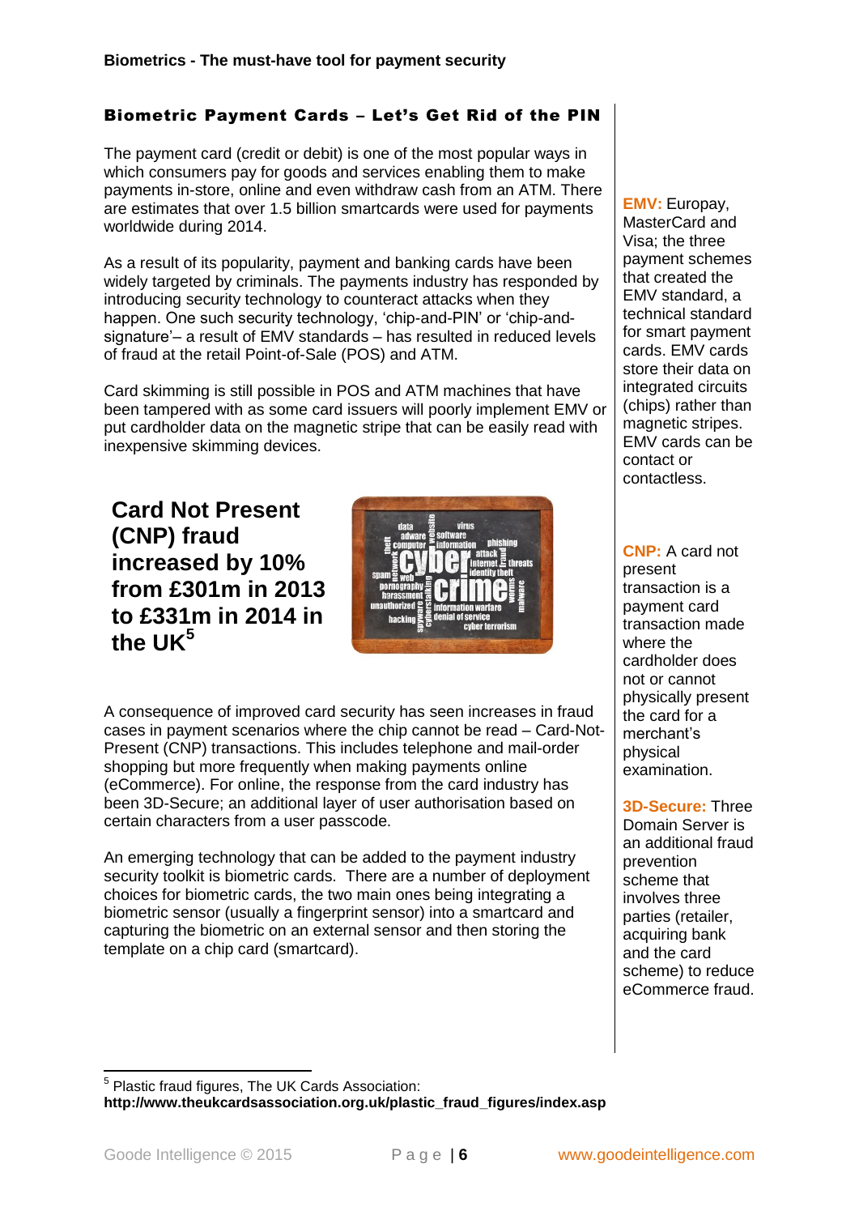## Biometric Payment Cards – Let's Get Rid of the PIN

The payment card (credit or debit) is one of the most popular ways in which consumers pay for goods and services enabling them to make payments in-store, online and even withdraw cash from an ATM. There are estimates that over 1.5 billion smartcards were used for payments worldwide during 2014.

As a result of its popularity, payment and banking cards have been widely targeted by criminals. The payments industry has responded by introducing security technology to counteract attacks when they happen. One such security technology, 'chip-and-PIN' or 'chip-and-signature'– a result of EMV standards – has resulted in reduced levels of fraud at the retail Point-of-Sale (POS) and ATM.

Card skimming is still possible in POS and ATM machines that have been tampered with as some card issuers will poorly implement EMV or put cardholder data on the magnetic stripe that can be easily read with inexpensive skimming devices.

**Card Not Present (CNP) fraud increased by 10% from £301m in 2013 to £331m in 2014 in the UK[5]**

A consequence of improved card security has seen increases in fraud cases in payment scenarios where the chip cannot be read – Card-Not-Present (CNP) transactions. This includes telephone and mail-order shopping but more frequently when making payments online (eCommerce). For online, the response from the card industry has been 3D-Secure; an additional layer of user authorisation based on certain characters from a user passcode.

An emerging technology that can be added to the payment industry security toolkit is biometric cards. There are a number of deployment choices for biometric cards, the two main ones being integrating a biometric sensor (usually a fingerprint sensor) into a smartcard and capturing the biometric on an external sensor and then storing the template on a chip card (smartcard).

**EMV:** Europay, MasterCard and Visa; the three payment schemes that created the EMV standard, a technical standard for smart payment cards. EMV cards store their data on integrated circuits (chips) rather than magnetic stripes. EMV cards can be contact or contactless.

**CNP:** A card not present transaction is a payment card transaction made where the cardholder does not or cannot physically present the card for a merchant's physical examination.

**3D-Secure:** Three Domain Server is an additional fraud prevention scheme that involves three parties (retailer, acquiring bank and the card scheme) to reduce eCommerce fraud.

---

[5] Plastic fraud figures, The UK Cards Association: **http://www.theukcardsassociation.org.uk/plastic_fraud_figures/index.asp**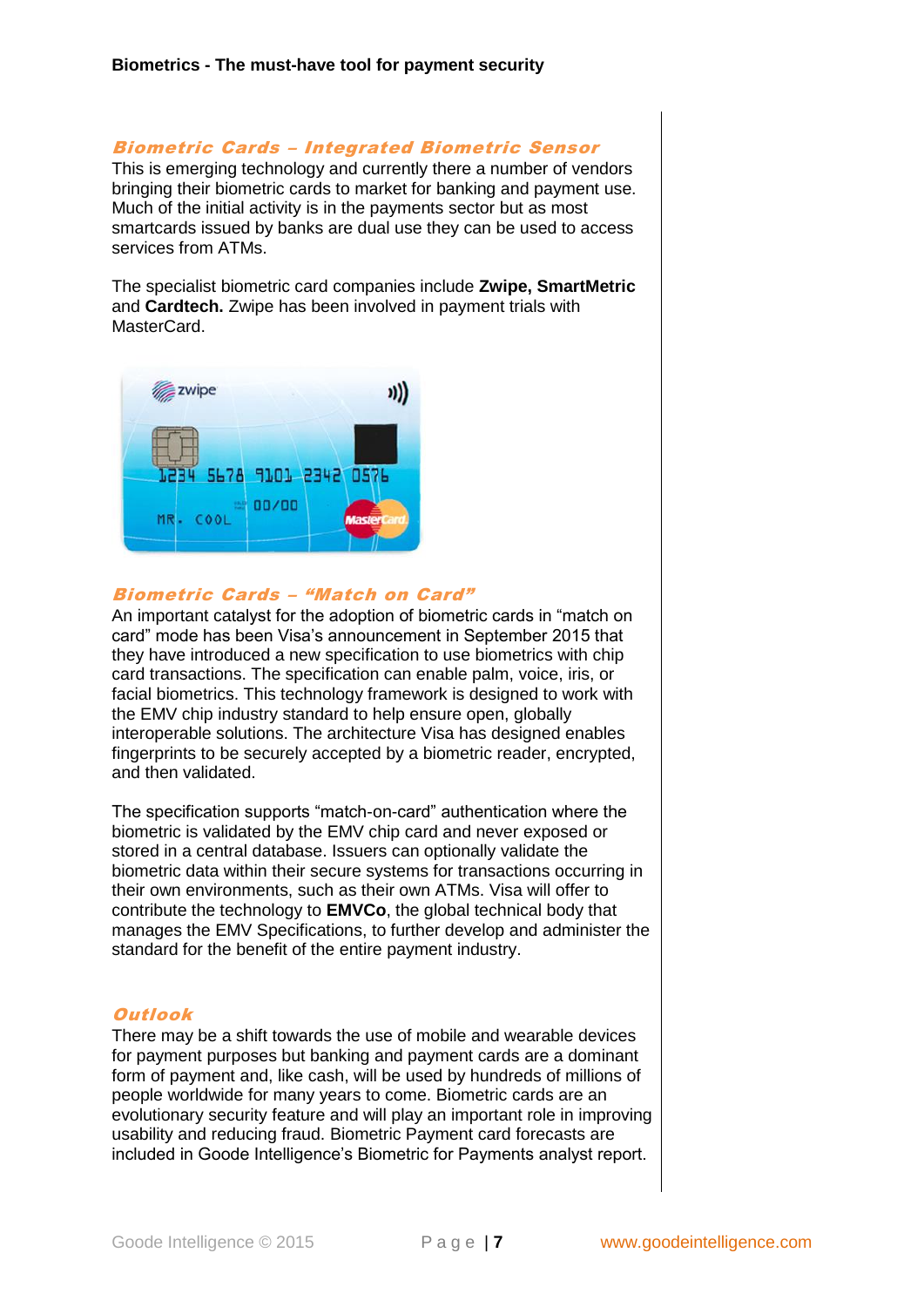## Biometric Cards – Integrated Biometric Sensor

This is emerging technology and currently there a number of vendors bringing their biometric cards to market for banking and payment use. Much of the initial activity is in the payments sector but as most smartcards issued by banks are dual use they can be used to access services from ATMs.

The specialist biometric card companies include **Zwipe, SmartMetric** and **Cardtech.** Zwipe has been involved in payment trials with MasterCard.

## Biometric Cards – "Match on Card"

An important catalyst for the adoption of biometric cards in "match on card" mode has been Visa's announcement in September 2015 that they have introduced a new specification to use biometrics with chip card transactions. The specification can enable palm, voice, iris, or facial biometrics. This technology framework is designed to work with the EMV chip industry standard to help ensure open, globally interoperable solutions. The architecture Visa has designed enables fingerprints to be securely accepted by a biometric reader, encrypted, and then validated.

The specification supports "match-on-card" authentication where the biometric is validated by the EMV chip card and never exposed or stored in a central database. Issuers can optionally validate the biometric data within their secure systems for transactions occurring in their own environments, such as their own ATMs. Visa will offer to contribute the technology to **EMVCo**, the global technical body that manages the EMV Specifications, to further develop and administer the standard for the benefit of the entire payment industry.

## Outlook

There may be a shift towards the use of mobile and wearable devices for payment purposes but banking and payment cards are a dominant form of payment and, like cash, will be used by hundreds of millions of people worldwide for many years to come. Biometric cards are an evolutionary security feature and will play an important role in improving usability and reducing fraud. Biometric Payment card forecasts are included in Goode Intelligence's Biometric for Payments analyst report.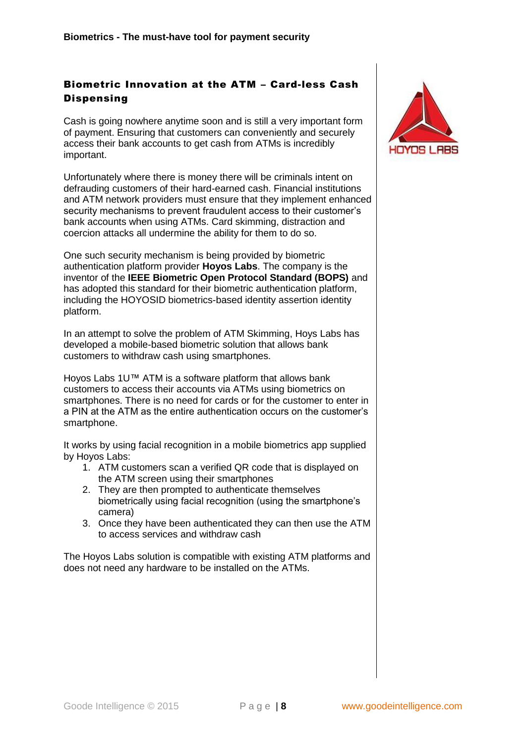## Biometric Innovation at the ATM – Card-less Cash Dispensing

Cash is going nowhere anytime soon and is still a very important form of payment. Ensuring that customers can conveniently and securely access their bank accounts to get cash from ATMs is incredibly important.

Unfortunately where there is money there will be criminals intent on defrauding customers of their hard-earned cash. Financial institutions and ATM network providers must ensure that they implement enhanced security mechanisms to prevent fraudulent access to their customer's bank accounts when using ATMs. Card skimming, distraction and coercion attacks all undermine the ability for them to do so.

One such security mechanism is being provided by biometric authentication platform provider **Hoyos Labs**. The company is the inventor of the **IEEE Biometric Open Protocol Standard (BOPS)** and has adopted this standard for their biometric authentication platform, including the HOYOSID biometrics-based identity assertion identity platform.

In an attempt to solve the problem of ATM Skimming, Hoys Labs has developed a mobile-based biometric solution that allows bank customers to withdraw cash using smartphones.

Hoyos Labs 1U™ ATM is a software platform that allows bank customers to access their accounts via ATMs using biometrics on smartphones. There is no need for cards or for the customer to enter in a PIN at the ATM as the entire authentication occurs on the customer's smartphone.

It works by using facial recognition in a mobile biometrics app supplied by Hoyos Labs:

1. ATM customers scan a verified QR code that is displayed on the ATM screen using their smartphones
2. They are then prompted to authenticate themselves biometrically using facial recognition (using the smartphone's camera)
3. Once they have been authenticated they can then use the ATM to access services and withdraw cash

The Hoyos Labs solution is compatible with existing ATM platforms and does not need any hardware to be installed on the ATMs.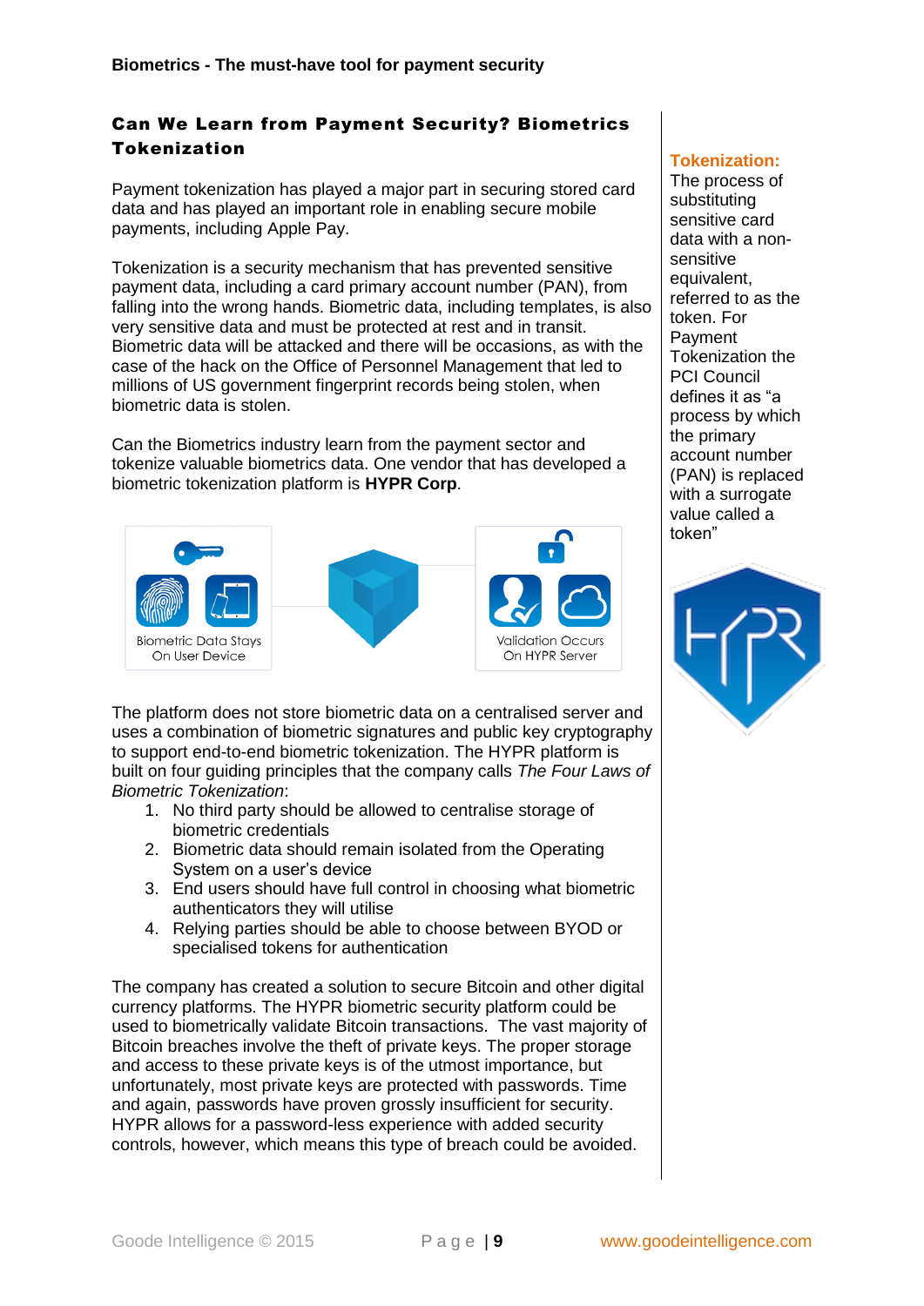## Can We Learn from Payment Security? Biometrics Tokenization

Payment tokenization has played a major part in securing stored card data and has played an important role in enabling secure mobile payments, including Apple Pay.

Tokenization is a security mechanism that has prevented sensitive payment data, including a card primary account number (PAN), from falling into the wrong hands. Biometric data, including templates, is also very sensitive data and must be protected at rest and in transit. Biometric data will be attacked and there will be occasions, as with the case of the hack on the Office of Personnel Management that led to millions of US government fingerprint records being stolen, when biometric data is stolen.

Can the Biometrics industry learn from the payment sector and tokenize valuable biometrics data. One vendor that has developed a biometric tokenization platform is **HYPR Corp**.

Biometric Data Stays On User Device

Validation Occurs On HYPR Server

The platform does not store biometric data on a centralised server and uses a combination of biometric signatures and public key cryptography to support end-to-end biometric tokenization. The HYPR platform is built on four guiding principles that the company calls *The Four Laws of Biometric Tokenization*:

1. No third party should be allowed to centralise storage of biometric credentials
2. Biometric data should remain isolated from the Operating System on a user's device
3. End users should have full control in choosing what biometric authenticators they will utilise
4. Relying parties should be able to choose between BYOD or specialised tokens for authentication

The company has created a solution to secure Bitcoin and other digital currency platforms. The HYPR biometric security platform could be used to biometrically validate Bitcoin transactions. The vast majority of Bitcoin breaches involve the theft of private keys. The proper storage and access to these private keys is of the utmost importance, but unfortunately, most private keys are protected with passwords. Time and again, passwords have proven grossly insufficient for security. HYPR allows for a password-less experience with added security controls, however, which means this type of breach could be avoided.

**Tokenization:** The process of substituting sensitive card data with a non-sensitive equivalent, referred to as the token. For Payment Tokenization the PCI Council defines it as "a process by which the primary account number (PAN) is replaced with a surrogate value called a token"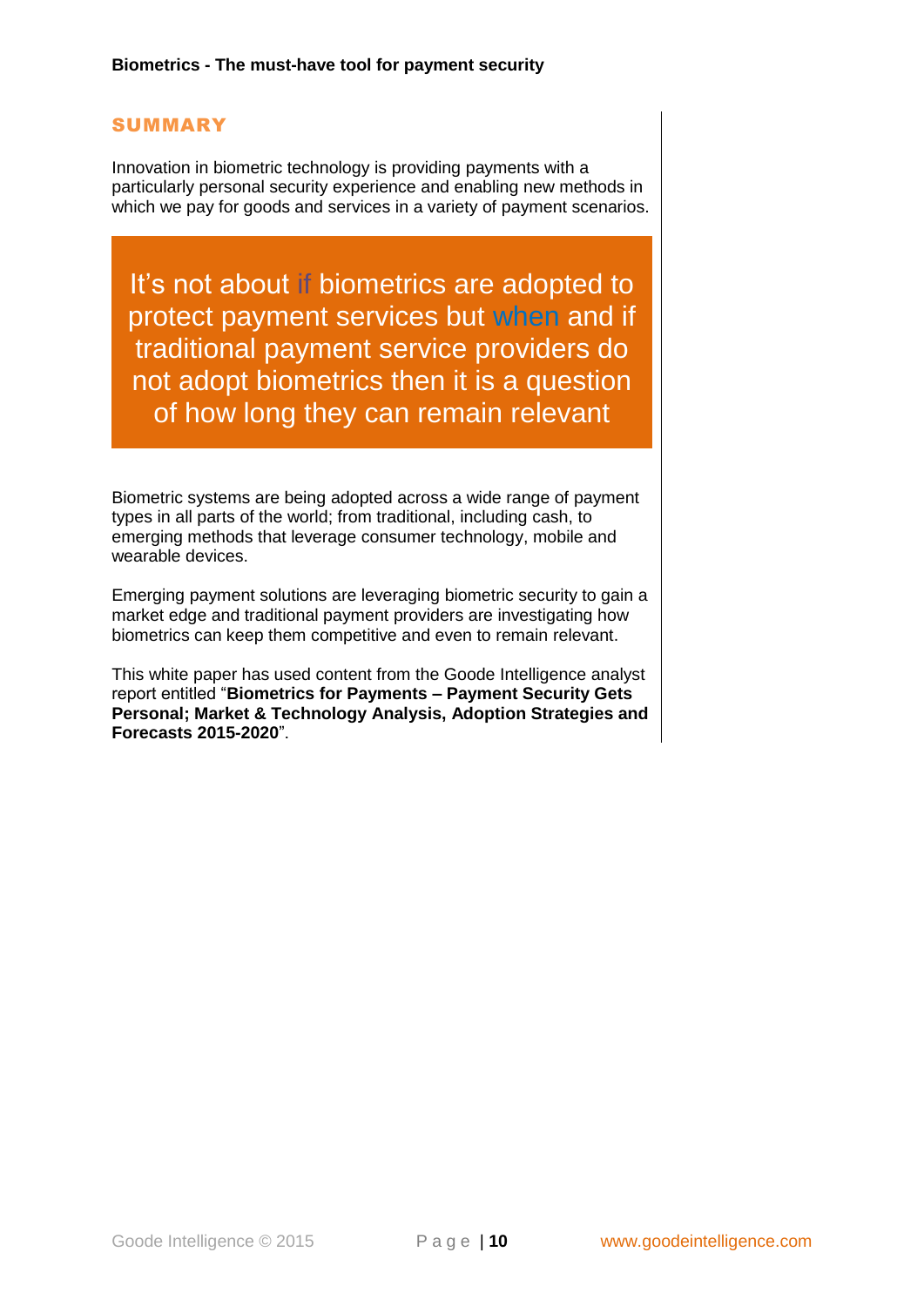## SUMMARY

Innovation in biometric technology is providing payments with a particularly personal security experience and enabling new methods in which we pay for goods and services in a variety of payment scenarios.

> It's not about if biometrics are adopted to protect payment services but when and if traditional payment service providers do not adopt biometrics then it is a question of how long they can remain relevant

Biometric systems are being adopted across a wide range of payment types in all parts of the world; from traditional, including cash, to emerging methods that leverage consumer technology, mobile and wearable devices.

Emerging payment solutions are leveraging biometric security to gain a market edge and traditional payment providers are investigating how biometrics can keep them competitive and even to remain relevant.

This white paper has used content from the Goode Intelligence analyst report entitled "**Biometrics for Payments – Payment Security Gets Personal; Market & Technology Analysis, Adoption Strategies and Forecasts 2015-2020**".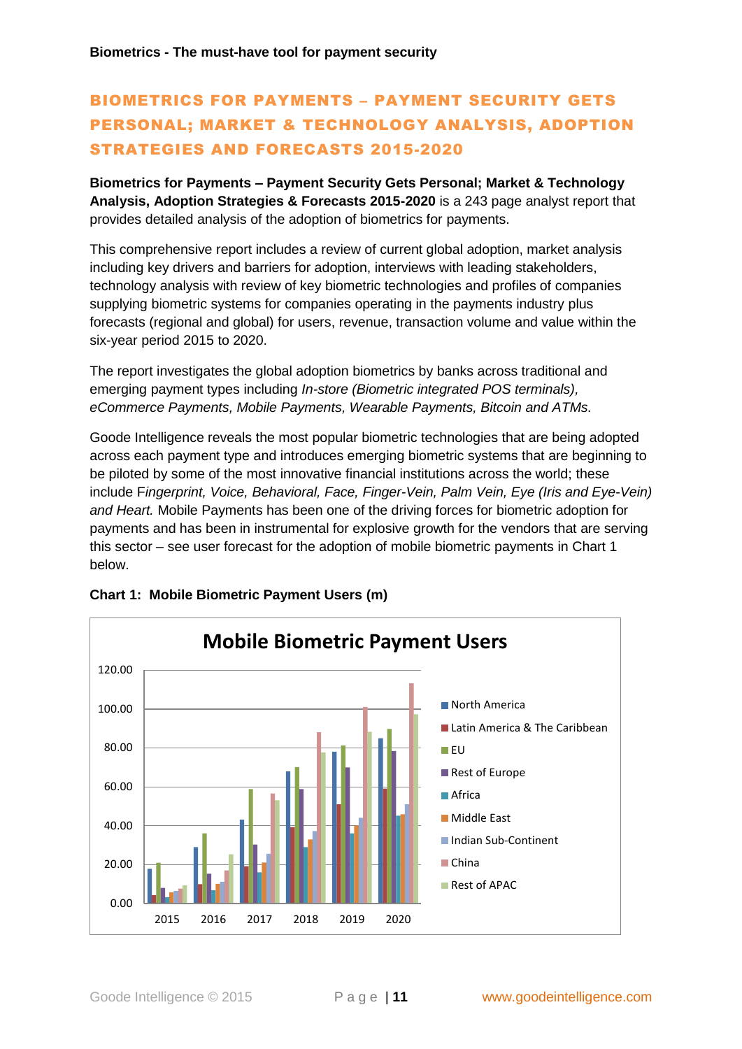## BIOMETRICS FOR PAYMENTS – PAYMENT SECURITY GETS PERSONAL; MARKET & TECHNOLOGY ANALYSIS, ADOPTION STRATEGIES AND FORECASTS 2015-2020

**Biometrics for Payments – Payment Security Gets Personal; Market & Technology Analysis, Adoption Strategies & Forecasts 2015-2020** is a 243 page analyst report that provides detailed analysis of the adoption of biometrics for payments.

This comprehensive report includes a review of current global adoption, market analysis including key drivers and barriers for adoption, interviews with leading stakeholders, technology analysis with review of key biometric technologies and profiles of companies supplying biometric systems for companies operating in the payments industry plus forecasts (regional and global) for users, revenue, transaction volume and value within the six-year period 2015 to 2020.

The report investigates the global adoption biometrics by banks across traditional and emerging payment types including *In-store (Biometric integrated POS terminals), eCommerce Payments, Mobile Payments, Wearable Payments, Bitcoin and ATMs.*

Goode Intelligence reveals the most popular biometric technologies that are being adopted across each payment type and introduces emerging biometric systems that are beginning to be piloted by some of the most innovative financial institutions across the world; these include F*ingerprint, Voice, Behavioral, Face, Finger-Vein, Palm Vein, Eye (Iris and Eye-Vein) and Heart.* Mobile Payments has been one of the driving forces for biometric adoption for payments and has been in instrumental for explosive growth for the vendors that are serving this sector – see user forecast for the adoption of mobile biometric payments in Chart 1 below.

**Chart 1: Mobile Biometric Payment Users (m)**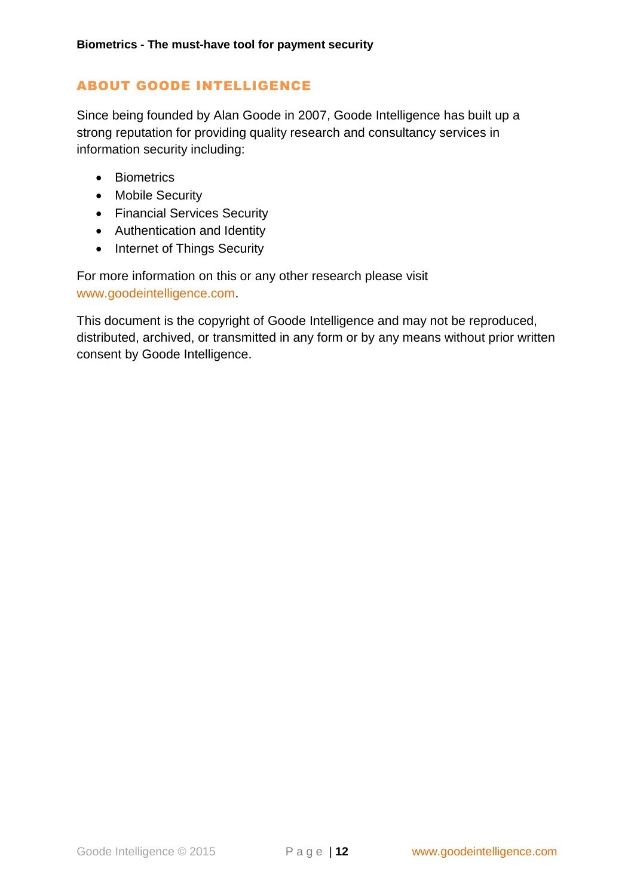## ABOUT GOODE INTELLIGENCE

Since being founded by Alan Goode in 2007, Goode Intelligence has built up a strong reputation for providing quality research and consultancy services in information security including:

- Biometrics
- Mobile Security
- Financial Services Security
- Authentication and Identity
- Internet of Things Security

For more information on this or any other research please visit www.goodeintelligence.com.

This document is the copyright of Goode Intelligence and may not be reproduced, distributed, archived, or transmitted in any form or by any means without prior written consent by Goode Intelligence.